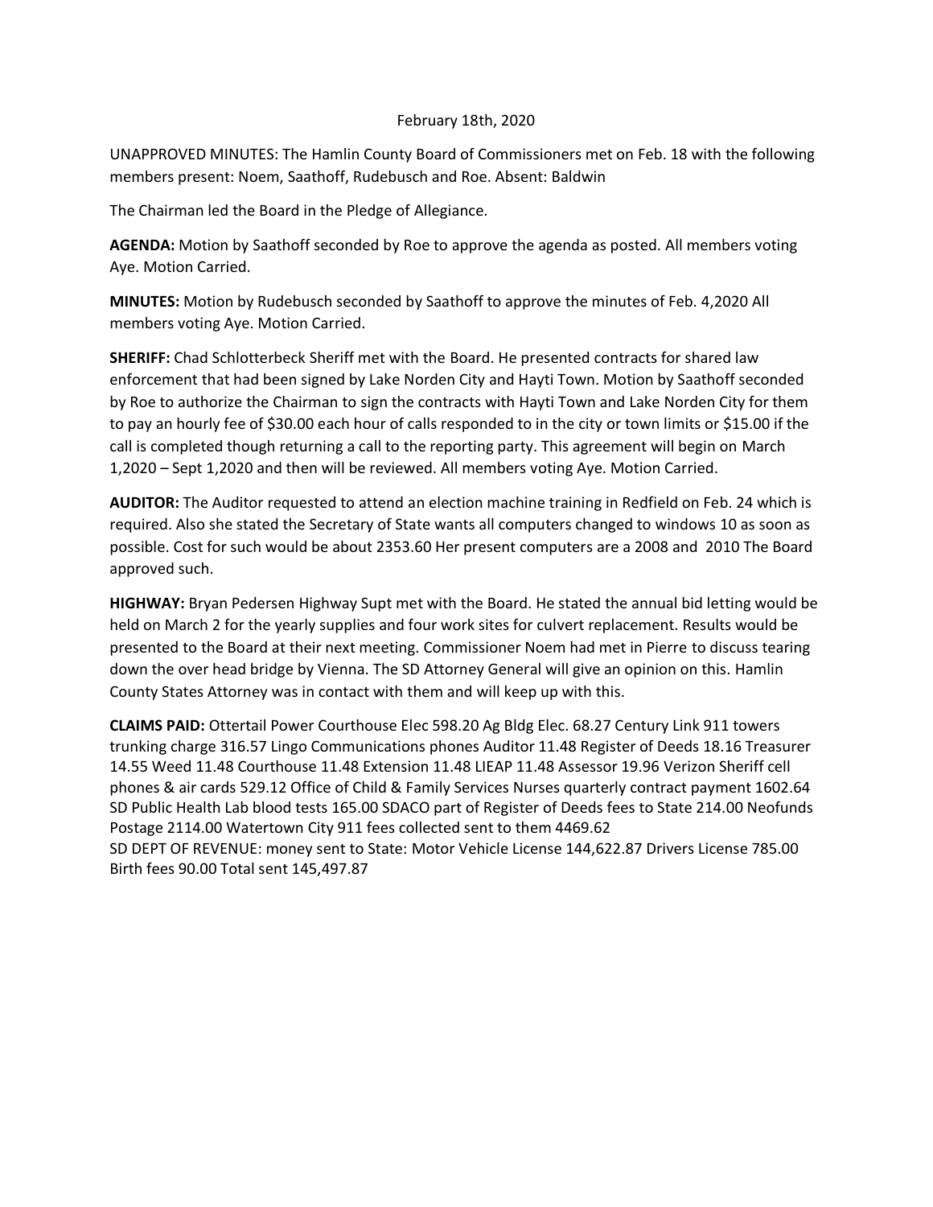February 18th, 2020

UNAPPROVED MINUTES: The Hamlin County Board of Commissioners met on Feb. 18 with the following members present: Noem, Saathoff, Rudebusch and Roe. Absent: Baldwin

The Chairman led the Board in the Pledge of Allegiance.

**AGENDA:** Motion by Saathoff seconded by Roe to approve the agenda as posted. All members voting Aye. Motion Carried.

**MINUTES:** Motion by Rudebusch seconded by Saathoff to approve the minutes of Feb. 4,2020 All members voting Aye. Motion Carried.

**SHERIFF:** Chad Schlotterbeck Sheriff met with the Board. He presented contracts for shared law enforcement that had been signed by Lake Norden City and Hayti Town. Motion by Saathoff seconded by Roe to authorize the Chairman to sign the contracts with Hayti Town and Lake Norden City for them to pay an hourly fee of $30.00 each hour of calls responded to in the city or town limits or $15.00 if the call is completed though returning a call to the reporting party. This agreement will begin on March 1,2020 – Sept 1,2020 and then will be reviewed. All members voting Aye. Motion Carried.

**AUDITOR:** The Auditor requested to attend an election machine training in Redfield on Feb. 24 which is required. Also she stated the Secretary of State wants all computers changed to windows 10 as soon as possible. Cost for such would be about 2353.60 Her present computers are a 2008 and 2010 The Board approved such.

**HIGHWAY:** Bryan Pedersen Highway Supt met with the Board. He stated the annual bid letting would be held on March 2 for the yearly supplies and four work sites for culvert replacement. Results would be presented to the Board at their next meeting. Commissioner Noem had met in Pierre to discuss tearing down the over head bridge by Vienna. The SD Attorney General will give an opinion on this. Hamlin County States Attorney was in contact with them and will keep up with this.

**CLAIMS PAID:** Ottertail Power Courthouse Elec 598.20 Ag Bldg Elec. 68.27 Century Link 911 towers trunking charge 316.57 Lingo Communications phones Auditor 11.48 Register of Deeds 18.16 Treasurer 14.55 Weed 11.48 Courthouse 11.48 Extension 11.48 LIEAP 11.48 Assessor 19.96 Verizon Sheriff cell phones & air cards 529.12 Office of Child & Family Services Nurses quarterly contract payment 1602.64 SD Public Health Lab blood tests 165.00 SDACO part of Register of Deeds fees to State 214.00 Neofunds Postage 2114.00 Watertown City 911 fees collected sent to them 4469.62
SD DEPT OF REVENUE: money sent to State: Motor Vehicle License 144,622.87 Drivers License 785.00 Birth fees 90.00 Total sent 145,497.87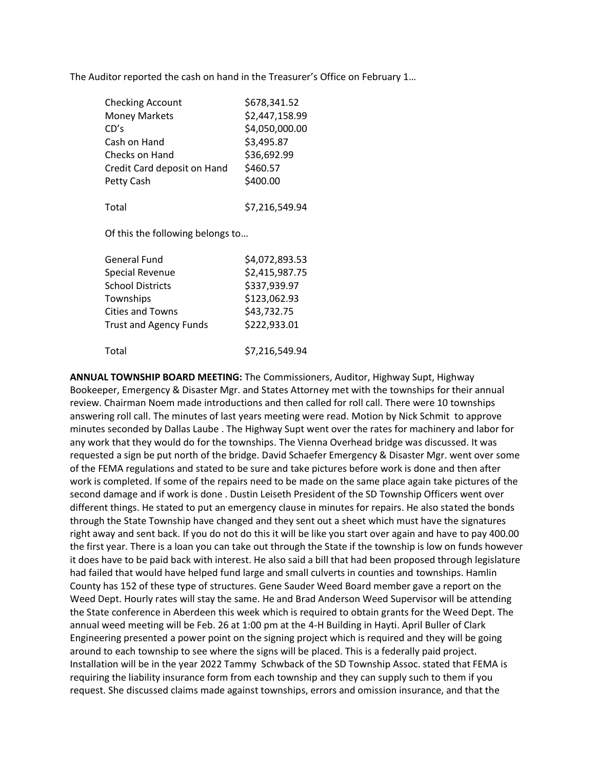The Auditor reported the cash on hand in the Treasurer's Office on February 1…

| | |
|---|---|
| Checking Account | $678,341.52 |
| Money Markets | $2,447,158.99 |
| CD's | $4,050,000.00 |
| Cash on Hand | $3,495.87 |
| Checks on Hand | $36,692.99 |
| Credit Card deposit on Hand | $460.57 |
| Petty Cash | $400.00 |
| Total | $7,216,549.94 |

Of this the following belongs to…

| | |
|---|---|
| General Fund | $4,072,893.53 |
| Special Revenue | $2,415,987.75 |
| School Districts | $337,939.97 |
| Townships | $123,062.93 |
| Cities and Towns | $43,732.75 |
| Trust and Agency Funds | $222,933.01 |
| Total | $7,216,549.94 |

**ANNUAL TOWNSHIP BOARD MEETING:** The Commissioners, Auditor, Highway Supt, Highway Bookeeper, Emergency & Disaster Mgr. and States Attorney met with the townships for their annual review. Chairman Noem made introductions and then called for roll call. There were 10 townships answering roll call. The minutes of last years meeting were read. Motion by Nick Schmit to approve minutes seconded by Dallas Laube . The Highway Supt went over the rates for machinery and labor for any work that they would do for the townships. The Vienna Overhead bridge was discussed. It was requested a sign be put north of the bridge. David Schaefer Emergency & Disaster Mgr. went over some of the FEMA regulations and stated to be sure and take pictures before work is done and then after work is completed. If some of the repairs need to be made on the same place again take pictures of the second damage and if work is done . Dustin Leiseth President of the SD Township Officers went over different things. He stated to put an emergency clause in minutes for repairs. He also stated the bonds through the State Township have changed and they sent out a sheet which must have the signatures right away and sent back. If you do not do this it will be like you start over again and have to pay 400.00 the first year. There is a loan you can take out through the State if the township is low on funds however it does have to be paid back with interest. He also said a bill that had been proposed through legislature had failed that would have helped fund large and small culverts in counties and townships. Hamlin County has 152 of these type of structures. Gene Sauder Weed Board member gave a report on the Weed Dept. Hourly rates will stay the same. He and Brad Anderson Weed Supervisor will be attending the State conference in Aberdeen this week which is required to obtain grants for the Weed Dept. The annual weed meeting will be Feb. 26 at 1:00 pm at the 4-H Building in Hayti. April Buller of Clark Engineering presented a power point on the signing project which is required and they will be going around to each township to see where the signs will be placed. This is a federally paid project. Installation will be in the year 2022 Tammy Schwback of the SD Township Assoc. stated that FEMA is requiring the liability insurance form from each township and they can supply such to them if you request. She discussed claims made against townships, errors and omission insurance, and that the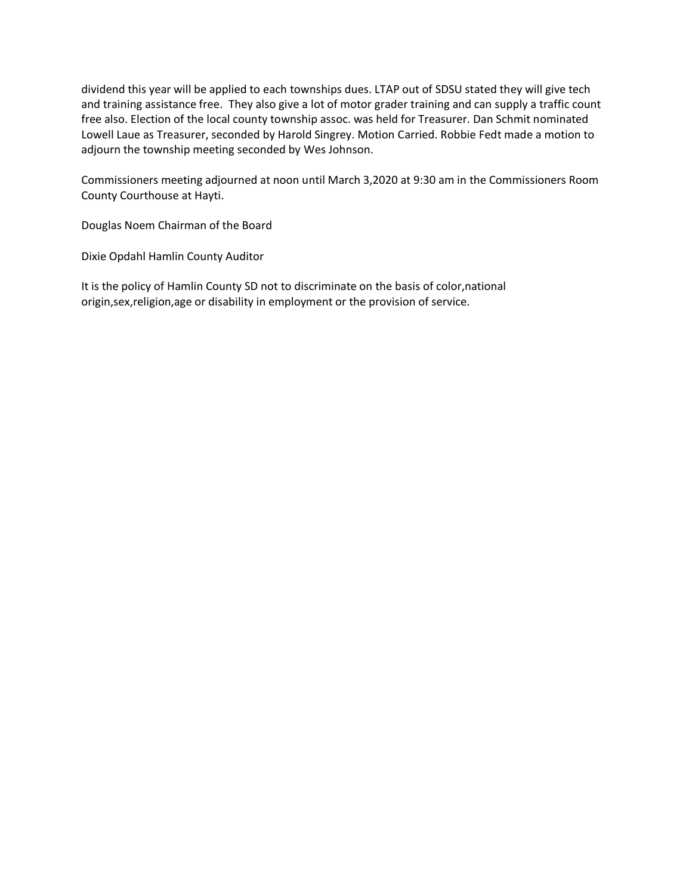dividend this year will be applied to each townships dues. LTAP out of SDSU stated they will give tech and training assistance free. They also give a lot of motor grader training and can supply a traffic count free also. Election of the local county township assoc. was held for Treasurer. Dan Schmit nominated Lowell Laue as Treasurer, seconded by Harold Singrey. Motion Carried. Robbie Fedt made a motion to adjourn the township meeting seconded by Wes Johnson.

Commissioners meeting adjourned at noon until March 3,2020 at 9:30 am in the Commissioners Room County Courthouse at Hayti.

Douglas Noem Chairman of the Board

Dixie Opdahl Hamlin County Auditor

It is the policy of Hamlin County SD not to discriminate on the basis of color,national origin,sex,religion,age or disability in employment or the provision of service.